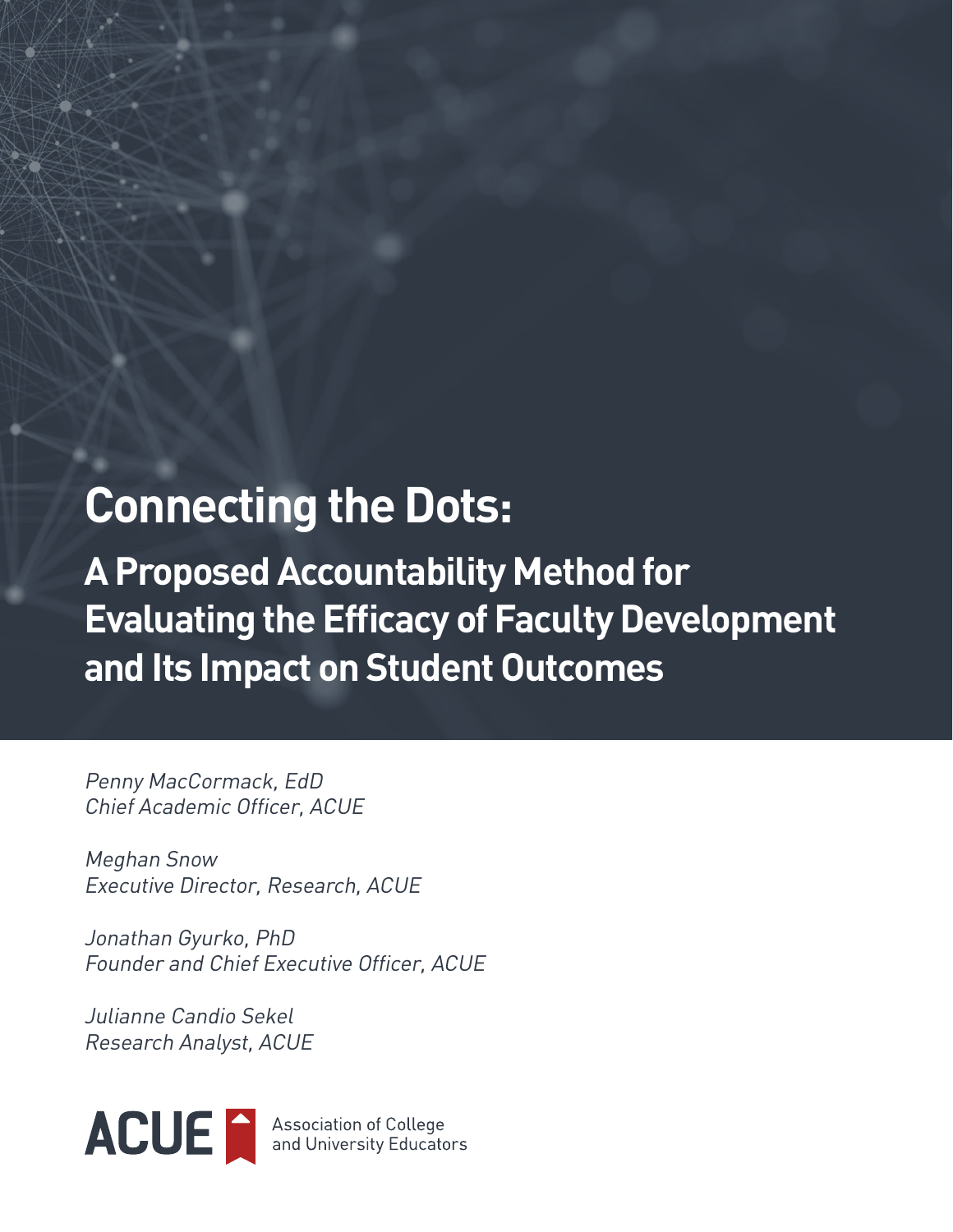# Connecting the Dots:

## A Proposed Accountability Method for Evaluating the Efficacy of Faculty Development and Its Impact on Student Outcomes

*Penny MacCormack, EdD*
*Chief Academic Officer, ACUE*

*Meghan Snow*
*Executive Director, Research, ACUE*

*Jonathan Gyurko, PhD*
*Founder and Chief Executive Officer, ACUE*

*Julianne Candio Sekel*
*Research Analyst, ACUE*

ACUE Association of College and University Educators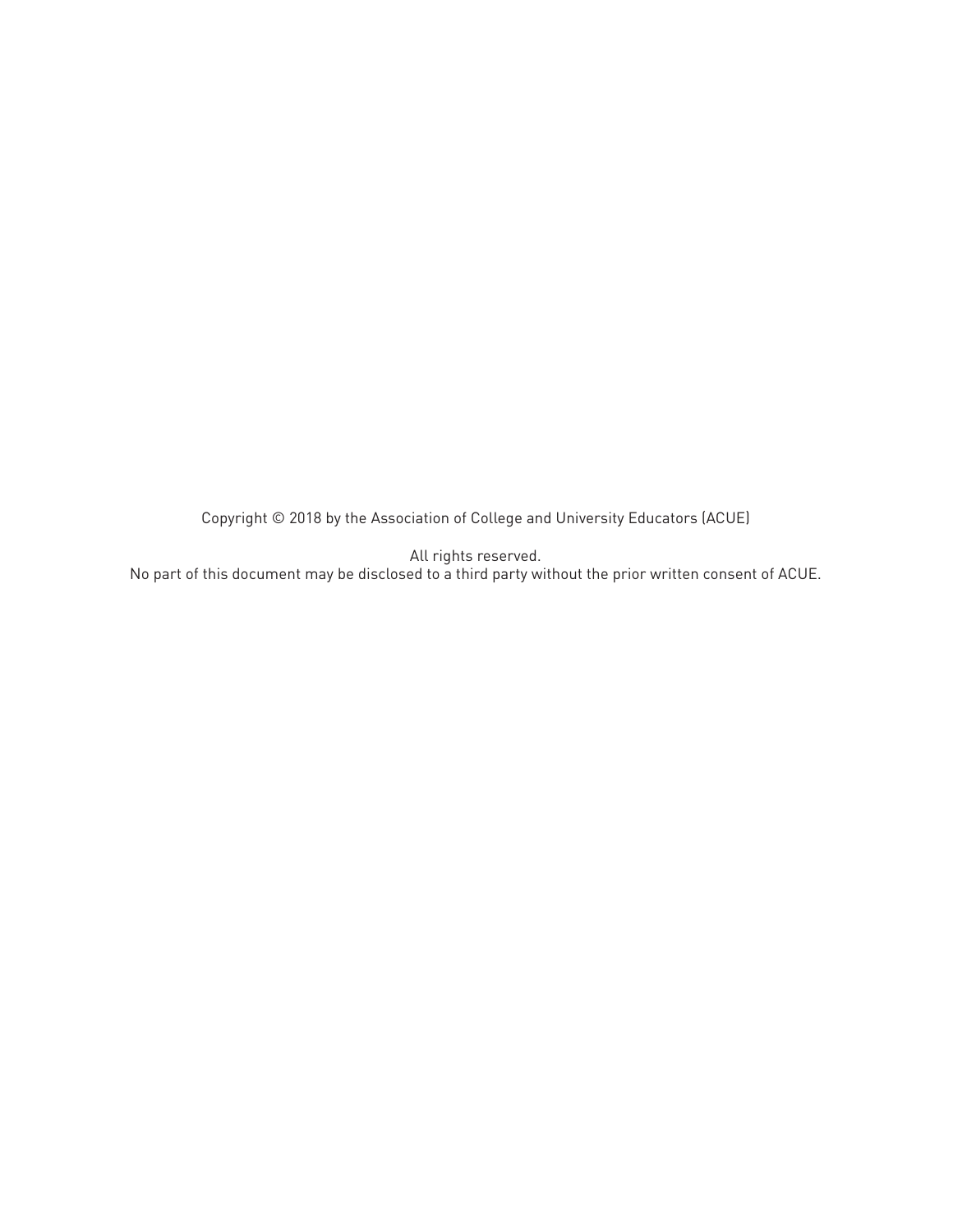Copyright © 2018 by the Association of College and University Educators (ACUE)

All rights reserved.
No part of this document may be disclosed to a third party without the prior written consent of ACUE.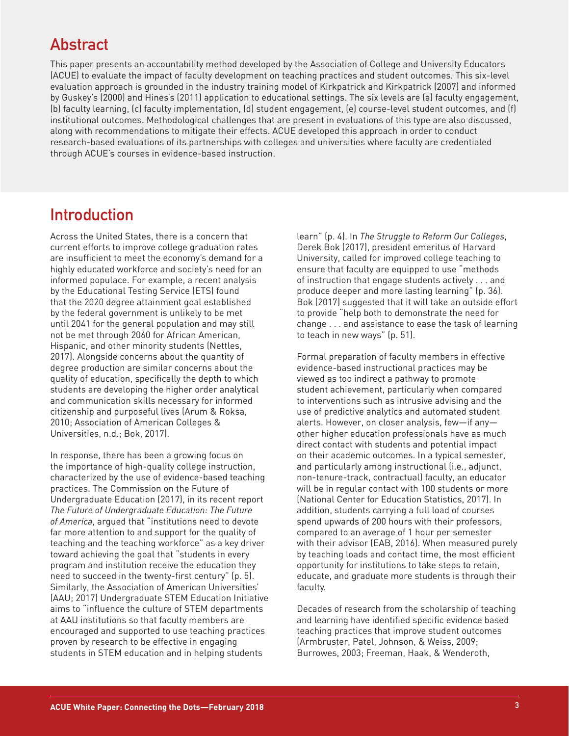## Abstract

This paper presents an accountability method developed by the Association of College and University Educators (ACUE) to evaluate the impact of faculty development on teaching practices and student outcomes. This six-level evaluation approach is grounded in the industry training model of Kirkpatrick and Kirkpatrick (2007) and informed by Guskey's (2000) and Hines's (2011) application to educational settings. The six levels are (a) faculty engagement, (b) faculty learning, (c) faculty implementation, (d) student engagement, (e) course-level student outcomes, and (f) institutional outcomes. Methodological challenges that are present in evaluations of this type are also discussed, along with recommendations to mitigate their effects. ACUE developed this approach in order to conduct research-based evaluations of its partnerships with colleges and universities where faculty are credentialed through ACUE's courses in evidence-based instruction.

## Introduction

Across the United States, there is a concern that current efforts to improve college graduation rates are insufficient to meet the economy's demand for a highly educated workforce and society's need for an informed populace. For example, a recent analysis by the Educational Testing Service (ETS) found that the 2020 degree attainment goal established by the federal government is unlikely to be met until 2041 for the general population and may still not be met through 2060 for African American, Hispanic, and other minority students (Nettles, 2017). Alongside concerns about the quantity of degree production are similar concerns about the quality of education, specifically the depth to which students are developing the higher order analytical and communication skills necessary for informed citizenship and purposeful lives (Arum & Roksa, 2010; Association of American Colleges & Universities, n.d.; Bok, 2017).

In response, there has been a growing focus on the importance of high-quality college instruction, characterized by the use of evidence-based teaching practices. The Commission on the Future of Undergraduate Education (2017), in its recent report *The Future of Undergraduate Education: The Future of America*, argued that "institutions need to devote far more attention to and support for the quality of teaching and the teaching workforce" as a key driver toward achieving the goal that "students in every program and institution receive the education they need to succeed in the twenty-first century" (p. 5). Similarly, the Association of American Universities' (AAU; 2017) Undergraduate STEM Education Initiative aims to "influence the culture of STEM departments at AAU institutions so that faculty members are encouraged and supported to use teaching practices proven by research to be effective in engaging students in STEM education and in helping students learn" (p. 4). In *The Struggle to Reform Our Colleges*, Derek Bok (2017), president emeritus of Harvard University, called for improved college teaching to ensure that faculty are equipped to use "methods of instruction that engage students actively . . . and produce deeper and more lasting learning" (p. 36). Bok (2017) suggested that it will take an outside effort to provide "help both to demonstrate the need for change . . . and assistance to ease the task of learning to teach in new ways" (p. 51).

Formal preparation of faculty members in effective evidence-based instructional practices may be viewed as too indirect a pathway to promote student achievement, particularly when compared to interventions such as intrusive advising and the use of predictive analytics and automated student alerts. However, on closer analysis, few—if any—other higher education professionals have as much direct contact with students and potential impact on their academic outcomes. In a typical semester, and particularly among instructional (i.e., adjunct, non-tenure-track, contractual) faculty, an educator will be in regular contact with 100 students or more (National Center for Education Statistics, 2017). In addition, students carrying a full load of courses spend upwards of 200 hours with their professors, compared to an average of 1 hour per semester with their advisor (EAB, 2016). When measured purely by teaching loads and contact time, the most efficient opportunity for institutions to take steps to retain, educate, and graduate more students is through their faculty.

Decades of research from the scholarship of teaching and learning have identified specific evidence based teaching practices that improve student outcomes (Armbruster, Patel, Johnson, & Weiss, 2009; Burrowes, 2003; Freeman, Haak, & Wenderoth,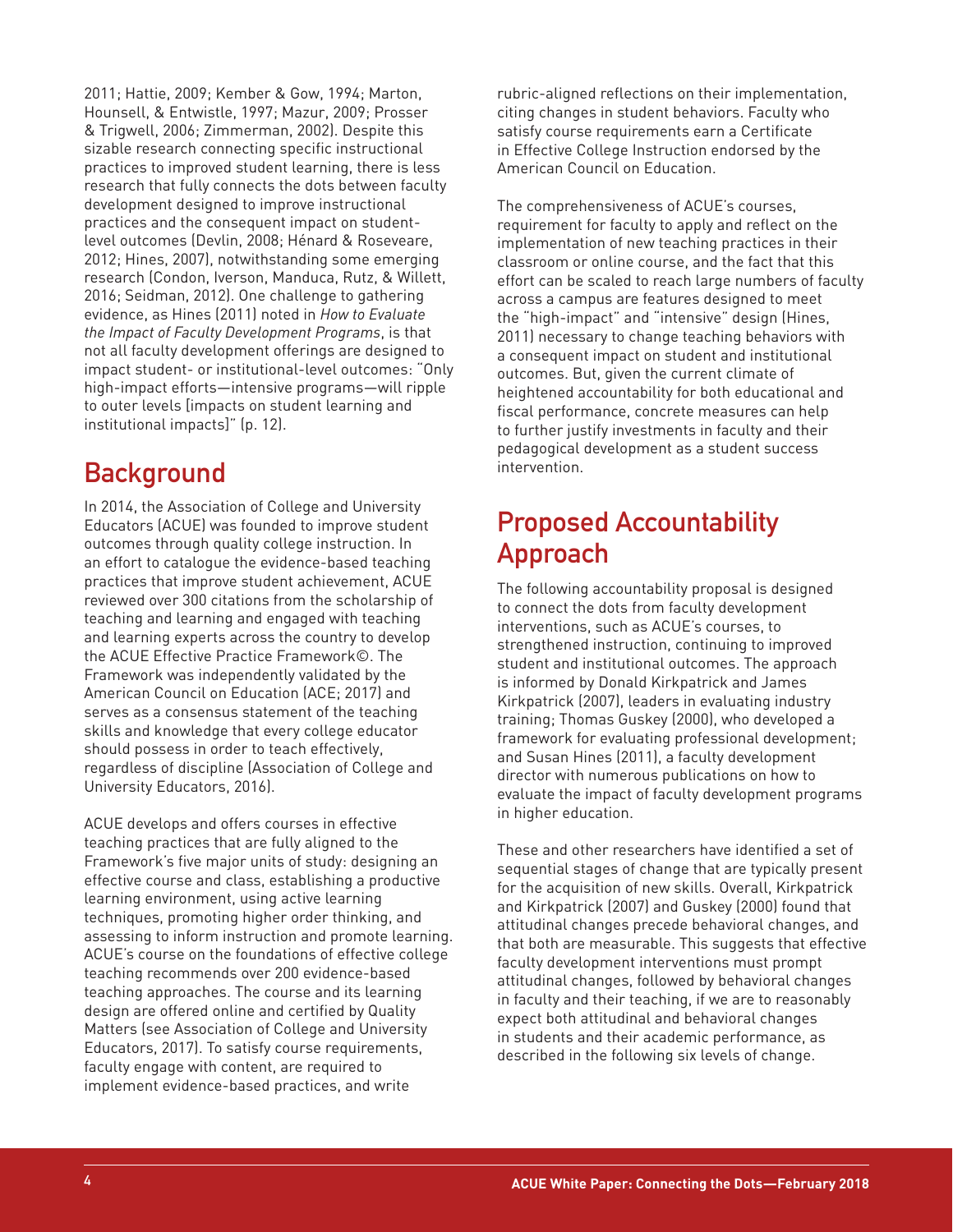2011; Hattie, 2009; Kember & Gow, 1994; Marton, Hounsell, & Entwistle, 1997; Mazur, 2009; Prosser & Trigwell, 2006; Zimmerman, 2002). Despite this sizable research connecting specific instructional practices to improved student learning, there is less research that fully connects the dots between faculty development designed to improve instructional practices and the consequent impact on student-level outcomes (Devlin, 2008; Hénard & Roseveare, 2012; Hines, 2007), notwithstanding some emerging research (Condon, Iverson, Manduca, Rutz, & Willett, 2016; Seidman, 2012). One challenge to gathering evidence, as Hines (2011) noted in *How to Evaluate the Impact of Faculty Development Programs*, is that not all faculty development offerings are designed to impact student- or institutional-level outcomes: "Only high-impact efforts—intensive programs—will ripple to outer levels [impacts on student learning and institutional impacts]" (p. 12).

## Background

In 2014, the Association of College and University Educators (ACUE) was founded to improve student outcomes through quality college instruction. In an effort to catalogue the evidence-based teaching practices that improve student achievement, ACUE reviewed over 300 citations from the scholarship of teaching and learning and engaged with teaching and learning experts across the country to develop the ACUE Effective Practice Framework©. The Framework was independently validated by the American Council on Education (ACE; 2017) and serves as a consensus statement of the teaching skills and knowledge that every college educator should possess in order to teach effectively, regardless of discipline (Association of College and University Educators, 2016).

ACUE develops and offers courses in effective teaching practices that are fully aligned to the Framework's five major units of study: designing an effective course and class, establishing a productive learning environment, using active learning techniques, promoting higher order thinking, and assessing to inform instruction and promote learning. ACUE's course on the foundations of effective college teaching recommends over 200 evidence-based teaching approaches. The course and its learning design are offered online and certified by Quality Matters (see Association of College and University Educators, 2017). To satisfy course requirements, faculty engage with content, are required to implement evidence-based practices, and write rubric-aligned reflections on their implementation, citing changes in student behaviors. Faculty who satisfy course requirements earn a Certificate in Effective College Instruction endorsed by the American Council on Education.

The comprehensiveness of ACUE's courses, requirement for faculty to apply and reflect on the implementation of new teaching practices in their classroom or online course, and the fact that this effort can be scaled to reach large numbers of faculty across a campus are features designed to meet the "high-impact" and "intensive" design (Hines, 2011) necessary to change teaching behaviors with a consequent impact on student and institutional outcomes. But, given the current climate of heightened accountability for both educational and fiscal performance, concrete measures can help to further justify investments in faculty and their pedagogical development as a student success intervention.

## Proposed Accountability Approach

The following accountability proposal is designed to connect the dots from faculty development interventions, such as ACUE's courses, to strengthened instruction, continuing to improved student and institutional outcomes. The approach is informed by Donald Kirkpatrick and James Kirkpatrick (2007), leaders in evaluating industry training; Thomas Guskey (2000), who developed a framework for evaluating professional development; and Susan Hines (2011), a faculty development director with numerous publications on how to evaluate the impact of faculty development programs in higher education.

These and other researchers have identified a set of sequential stages of change that are typically present for the acquisition of new skills. Overall, Kirkpatrick and Kirkpatrick (2007) and Guskey (2000) found that attitudinal changes precede behavioral changes, and that both are measurable. This suggests that effective faculty development interventions must prompt attitudinal changes, followed by behavioral changes in faculty and their teaching, if we are to reasonably expect both attitudinal and behavioral changes in students and their academic performance, as described in the following six levels of change.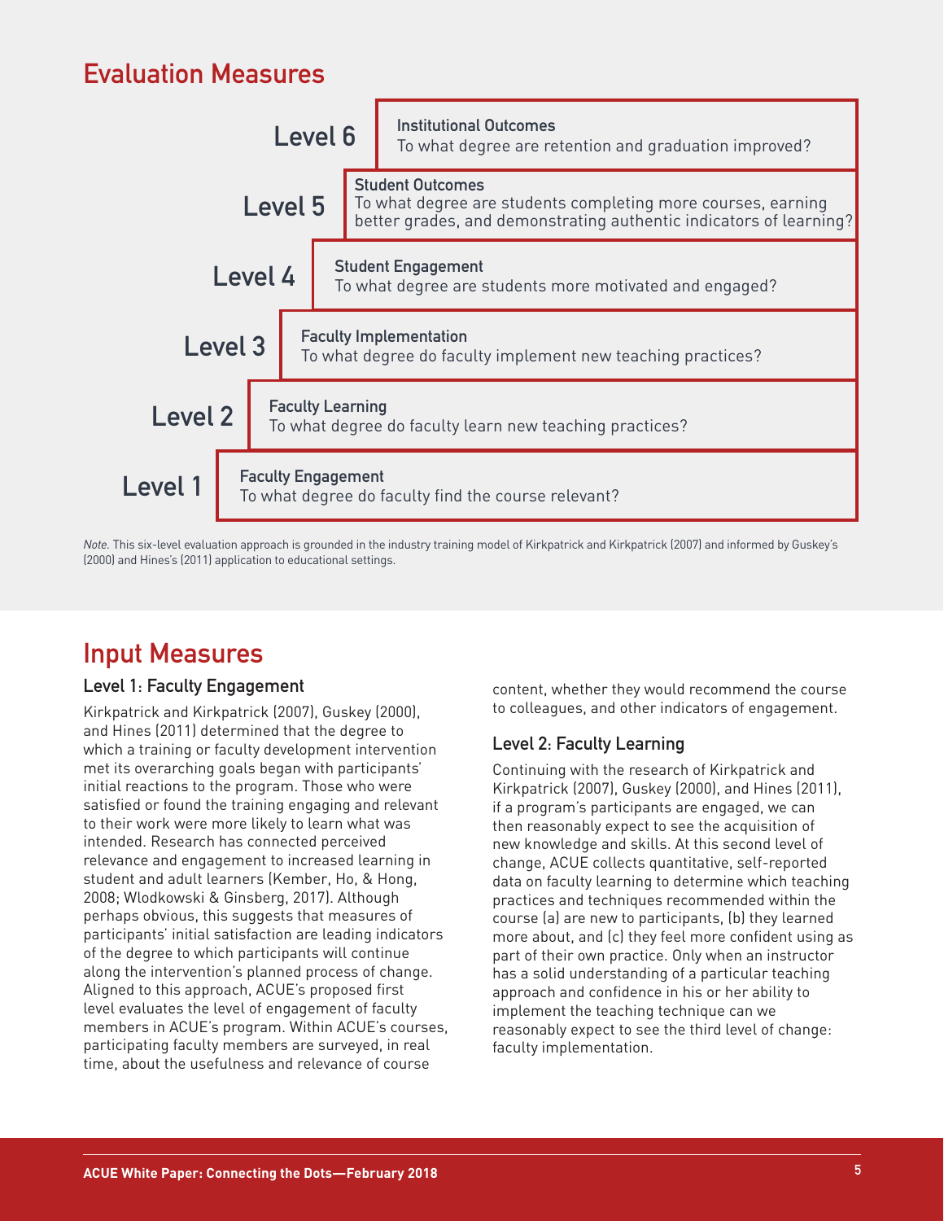## Evaluation Measures

| Level | Measure |
|---|---|
| Level 6 | **Institutional Outcomes** To what degree are retention and graduation improved? |
| Level 5 | **Student Outcomes** To what degree are students completing more courses, earning better grades, and demonstrating authentic indicators of learning? |
| Level 4 | **Student Engagement** To what degree are students more motivated and engaged? |
| Level 3 | **Faculty Implementation** To what degree do faculty implement new teaching practices? |
| Level 2 | **Faculty Learning** To what degree do faculty learn new teaching practices? |
| Level 1 | **Faculty Engagement** To what degree do faculty find the course relevant? |

*Note.* This six-level evaluation approach is grounded in the industry training model of Kirkpatrick and Kirkpatrick (2007) and informed by Guskey's (2000) and Hines's (2011) application to educational settings.

## Input Measures

### Level 1: Faculty Engagement

Kirkpatrick and Kirkpatrick (2007), Guskey (2000), and Hines (2011) determined that the degree to which a training or faculty development intervention met its overarching goals began with participants' initial reactions to the program. Those who were satisfied or found the training engaging and relevant to their work were more likely to learn what was intended. Research has connected perceived relevance and engagement to increased learning in student and adult learners (Kember, Ho, & Hong, 2008; Wlodkowski & Ginsberg, 2017). Although perhaps obvious, this suggests that measures of participants' initial satisfaction are leading indicators of the degree to which participants will continue along the intervention's planned process of change. Aligned to this approach, ACUE's proposed first level evaluates the level of engagement of faculty members in ACUE's program. Within ACUE's courses, participating faculty members are surveyed, in real time, about the usefulness and relevance of course content, whether they would recommend the course to colleagues, and other indicators of engagement.

### Level 2: Faculty Learning

Continuing with the research of Kirkpatrick and Kirkpatrick (2007), Guskey (2000), and Hines (2011), if a program's participants are engaged, we can then reasonably expect to see the acquisition of new knowledge and skills. At this second level of change, ACUE collects quantitative, self-reported data on faculty learning to determine which teaching practices and techniques recommended within the course (a) are new to participants, (b) they learned more about, and (c) they feel more confident using as part of their own practice. Only when an instructor has a solid understanding of a particular teaching approach and confidence in his or her ability to implement the teaching technique can we reasonably expect to see the third level of change: faculty implementation.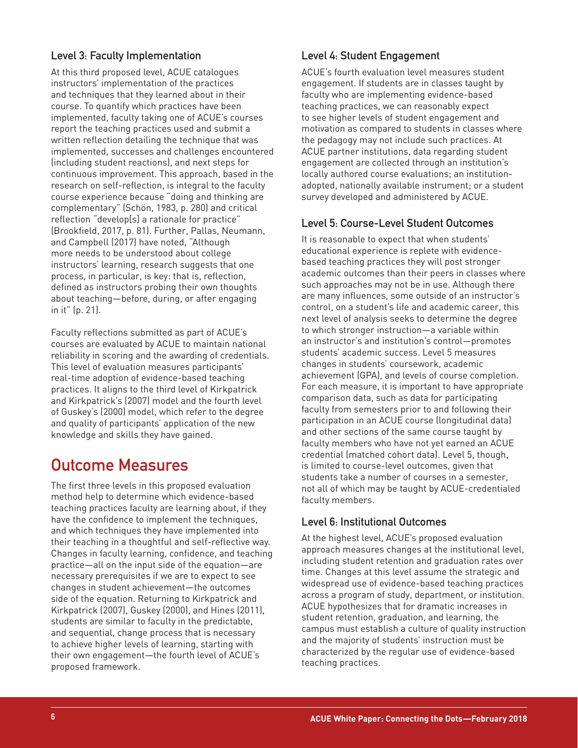### Level 3: Faculty Implementation

At this third proposed level, ACUE catalogues instructors' implementation of the practices and techniques that they learned about in their course. To quantify which practices have been implemented, faculty taking one of ACUE's courses report the teaching practices used and submit a written reflection detailing the technique that was implemented, successes and challenges encountered (including student reactions), and next steps for continuous improvement. This approach, based in the research on self-reflection, is integral to the faculty course experience because "doing and thinking are complementary" (Schön, 1983, p. 280) and critical reflection "develop[s] a rationale for practice" (Brookfield, 2017, p. 81). Further, Pallas, Neumann, and Campbell (2017) have noted, "Although more needs to be understood about college instructors' learning, research suggests that one process, in particular, is key: that is, reflection, defined as instructors probing their own thoughts about teaching—before, during, or after engaging in it" (p. 21).

Faculty reflections submitted as part of ACUE's courses are evaluated by ACUE to maintain national reliability in scoring and the awarding of credentials. This level of evaluation measures participants' real-time adoption of evidence-based teaching practices. It aligns to the third level of Kirkpatrick and Kirkpatrick's (2007) model and the fourth level of Guskey's (2000) model, which refer to the degree and quality of participants' application of the new knowledge and skills they have gained.

## Outcome Measures

The first three levels in this proposed evaluation method help to determine which evidence-based teaching practices faculty are learning about, if they have the confidence to implement the techniques, and which techniques they have implemented into their teaching in a thoughtful and self-reflective way. Changes in faculty learning, confidence, and teaching practice—all on the input side of the equation—are necessary prerequisites if we are to expect to see changes in student achievement—the outcomes side of the equation. Returning to Kirkpatrick and Kirkpatrick (2007), Guskey (2000), and Hines (2011), students are similar to faculty in the predictable, and sequential, change process that is necessary to achieve higher levels of learning, starting with their own engagement—the fourth level of ACUE's proposed framework.

### Level 4: Student Engagement

ACUE's fourth evaluation level measures student engagement. If students are in classes taught by faculty who are implementing evidence-based teaching practices, we can reasonably expect to see higher levels of student engagement and motivation as compared to students in classes where the pedagogy may not include such practices. At ACUE partner institutions, data regarding student engagement are collected through an institution's locally authored course evaluations; an institution-adopted, nationally available instrument; or a student survey developed and administered by ACUE.

### Level 5: Course-Level Student Outcomes

It is reasonable to expect that when students' educational experience is replete with evidence-based teaching practices they will post stronger academic outcomes than their peers in classes where such approaches may not be in use. Although there are many influences, some outside of an instructor's control, on a student's life and academic career, this next level of analysis seeks to determine the degree to which stronger instruction—a variable within an instructor's and institution's control—promotes students' academic success. Level 5 measures changes in students' coursework, academic achievement (GPA), and levels of course completion. For each measure, it is important to have appropriate comparison data, such as data for participating faculty from semesters prior to and following their participation in an ACUE course (longitudinal data) and other sections of the same course taught by faculty members who have not yet earned an ACUE credential (matched cohort data). Level 5, though, is limited to course-level outcomes, given that students take a number of courses in a semester, not all of which may be taught by ACUE-credentialed faculty members.

### Level 6: Institutional Outcomes

At the highest level, ACUE's proposed evaluation approach measures changes at the institutional level, including student retention and graduation rates over time. Changes at this level assume the strategic and widespread use of evidence-based teaching practices across a program of study, department, or institution. ACUE hypothesizes that for dramatic increases in student retention, graduation, and learning, the campus must establish a culture of quality instruction and the majority of students' instruction must be characterized by the regular use of evidence-based teaching practices.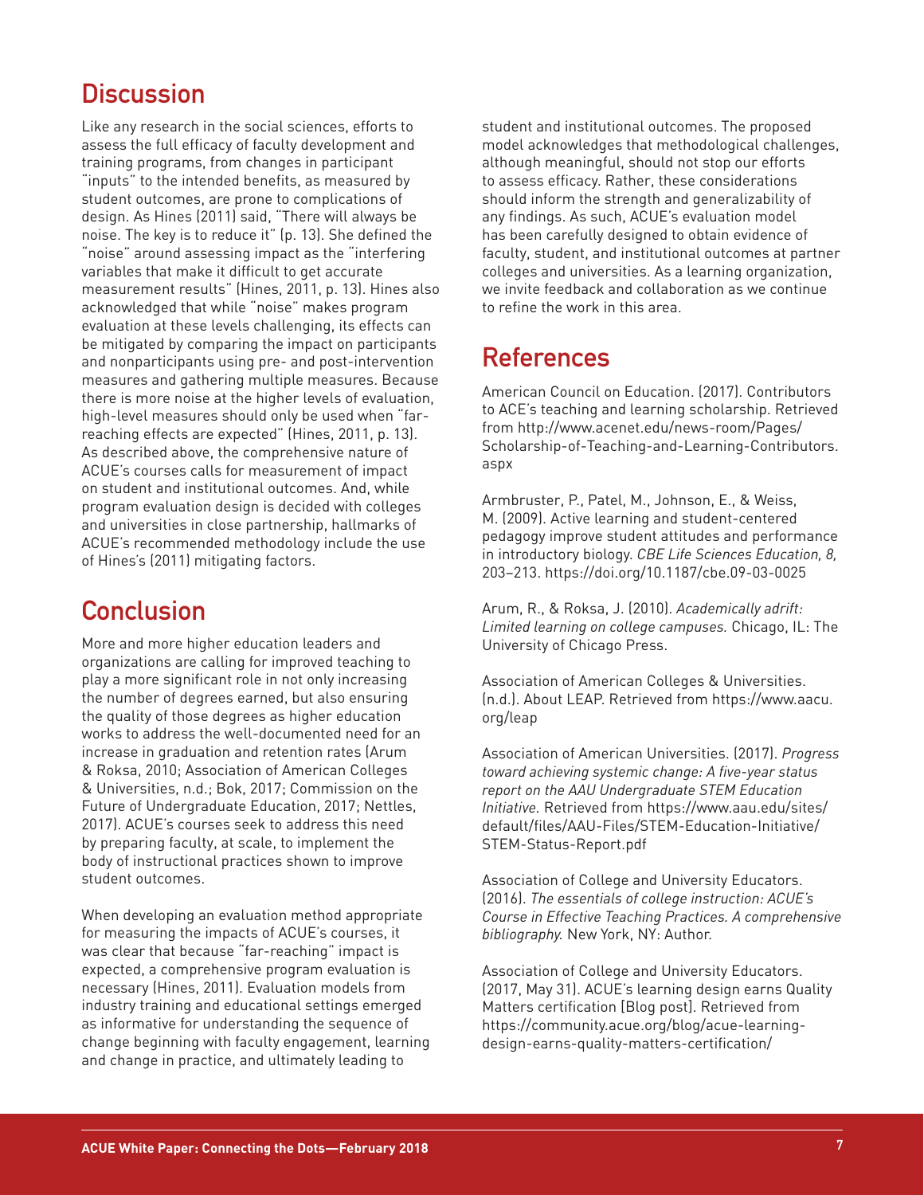## Discussion

Like any research in the social sciences, efforts to assess the full efficacy of faculty development and training programs, from changes in participant "inputs" to the intended benefits, as measured by student outcomes, are prone to complications of design. As Hines (2011) said, "There will always be noise. The key is to reduce it" (p. 13). She defined the "noise" around assessing impact as the "interfering variables that make it difficult to get accurate measurement results" (Hines, 2011, p. 13). Hines also acknowledged that while "noise" makes program evaluation at these levels challenging, its effects can be mitigated by comparing the impact on participants and nonparticipants using pre- and post-intervention measures and gathering multiple measures. Because there is more noise at the higher levels of evaluation, high-level measures should only be used when "far-reaching effects are expected" (Hines, 2011, p. 13). As described above, the comprehensive nature of ACUE's courses calls for measurement of impact on student and institutional outcomes. And, while program evaluation design is decided with colleges and universities in close partnership, hallmarks of ACUE's recommended methodology include the use of Hines's (2011) mitigating factors.

## Conclusion

More and more higher education leaders and organizations are calling for improved teaching to play a more significant role in not only increasing the number of degrees earned, but also ensuring the quality of those degrees as higher education works to address the well-documented need for an increase in graduation and retention rates (Arum & Roksa, 2010; Association of American Colleges & Universities, n.d.; Bok, 2017; Commission on the Future of Undergraduate Education, 2017; Nettles, 2017). ACUE's courses seek to address this need by preparing faculty, at scale, to implement the body of instructional practices shown to improve student outcomes.

When developing an evaluation method appropriate for measuring the impacts of ACUE's courses, it was clear that because "far-reaching" impact is expected, a comprehensive program evaluation is necessary (Hines, 2011). Evaluation models from industry training and educational settings emerged as informative for understanding the sequence of change beginning with faculty engagement, learning and change in practice, and ultimately leading to student and institutional outcomes. The proposed model acknowledges that methodological challenges, although meaningful, should not stop our efforts to assess efficacy. Rather, these considerations should inform the strength and generalizability of any findings. As such, ACUE's evaluation model has been carefully designed to obtain evidence of faculty, student, and institutional outcomes at partner colleges and universities. As a learning organization, we invite feedback and collaboration as we continue to refine the work in this area.

## References

American Council on Education. (2017). Contributors to ACE's teaching and learning scholarship. Retrieved from http://www.acenet.edu/news-room/Pages/Scholarship-of-Teaching-and-Learning-Contributors.aspx

Armbruster, P., Patel, M., Johnson, E., & Weiss, M. (2009). Active learning and student-centered pedagogy improve student attitudes and performance in introductory biology. *CBE Life Sciences Education, 8,* 203–213. https://doi.org/10.1187/cbe.09-03-0025

Arum, R., & Roksa, J. (2010). *Academically adrift: Limited learning on college campuses.* Chicago, IL: The University of Chicago Press.

Association of American Colleges & Universities. (n.d.). About LEAP. Retrieved from https://www.aacu.org/leap

Association of American Universities. (2017). *Progress toward achieving systemic change: A five-year status report on the AAU Undergraduate STEM Education Initiative.* Retrieved from https://www.aau.edu/sites/default/files/AAU-Files/STEM-Education-Initiative/STEM-Status-Report.pdf

Association of College and University Educators. (2016). *The essentials of college instruction: ACUE's Course in Effective Teaching Practices. A comprehensive bibliography.* New York, NY: Author.

Association of College and University Educators. (2017, May 31). ACUE's learning design earns Quality Matters certification [Blog post]. Retrieved from https://community.acue.org/blog/acue-learning-design-earns-quality-matters-certification/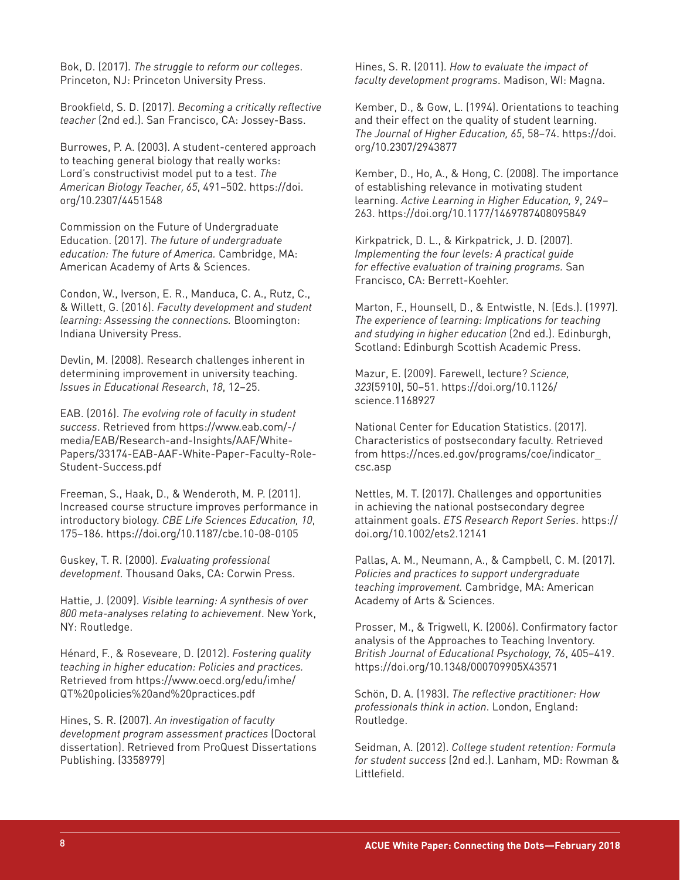Bok, D. (2017). *The struggle to reform our colleges*. Princeton, NJ: Princeton University Press.

Brookfield, S. D. (2017). *Becoming a critically reflective teacher* (2nd ed.). San Francisco, CA: Jossey-Bass.

Burrowes, P. A. (2003). A student-centered approach to teaching general biology that really works: Lord's constructivist model put to a test. *The American Biology Teacher, 65*, 491–502. https://doi.org/10.2307/4451548

Commission on the Future of Undergraduate Education. (2017). *The future of undergraduate education: The future of America.* Cambridge, MA: American Academy of Arts & Sciences.

Condon, W., Iverson, E. R., Manduca, C. A., Rutz, C., & Willett, G. (2016). *Faculty development and student learning: Assessing the connections.* Bloomington: Indiana University Press.

Devlin, M. (2008). Research challenges inherent in determining improvement in university teaching. *Issues in Educational Research*, *18*, 12–25.

EAB. (2016). *The evolving role of faculty in student success*. Retrieved from https://www.eab.com/-/media/EAB/Research-and-Insights/AAF/White-Papers/33174-EAB-AAF-White-Paper-Faculty-Role-Student-Success.pdf

Freeman, S., Haak, D., & Wenderoth, M. P. (2011). Increased course structure improves performance in introductory biology. *CBE Life Sciences Education, 10*, 175–186. https://doi.org/10.1187/cbe.10-08-0105

Guskey, T. R. (2000). *Evaluating professional development.* Thousand Oaks, CA: Corwin Press.

Hattie, J. (2009). *Visible learning: A synthesis of over 800 meta-analyses relating to achievement*. New York, NY: Routledge.

Hénard, F., & Roseveare, D. (2012). *Fostering quality teaching in higher education: Policies and practices.* Retrieved from https://www.oecd.org/edu/imhe/QT%20policies%20and%20practices.pdf

Hines, S. R. (2007). *An investigation of faculty development program assessment practices* (Doctoral dissertation). Retrieved from ProQuest Dissertations Publishing. (3358979)

Hines, S. R. (2011). *How to evaluate the impact of faculty development programs*. Madison, WI: Magna.

Kember, D., & Gow, L. (1994). Orientations to teaching and their effect on the quality of student learning. *The Journal of Higher Education, 65*, 58–74. https://doi.org/10.2307/2943877

Kember, D., Ho, A., & Hong, C. (2008). The importance of establishing relevance in motivating student learning. *Active Learning in Higher Education, 9*, 249–263. https://doi.org/10.1177/1469787408095849

Kirkpatrick, D. L., & Kirkpatrick, J. D. (2007). *Implementing the four levels: A practical guide for effective evaluation of training programs.* San Francisco, CA: Berrett-Koehler.

Marton, F., Hounsell, D., & Entwistle, N. (Eds.). (1997). *The experience of learning: Implications for teaching and studying in higher education* (2nd ed.). Edinburgh, Scotland: Edinburgh Scottish Academic Press.

Mazur, E. (2009). Farewell, lecture? *Science, 323*(5910), 50–51. https://doi.org/10.1126/science.1168927

National Center for Education Statistics. (2017). Characteristics of postsecondary faculty. Retrieved from https://nces.ed.gov/programs/coe/indicator_csc.asp

Nettles, M. T. (2017). Challenges and opportunities in achieving the national postsecondary degree attainment goals. *ETS Research Report Series*. https://doi.org/10.1002/ets2.12141

Pallas, A. M., Neumann, A., & Campbell, C. M. (2017). *Policies and practices to support undergraduate teaching improvement.* Cambridge, MA: American Academy of Arts & Sciences.

Prosser, M., & Trigwell, K. (2006). Confirmatory factor analysis of the Approaches to Teaching Inventory. *British Journal of Educational Psychology, 76*, 405–419. https://doi.org/10.1348/000709905X43571

Schön, D. A. (1983). *The reflective practitioner: How professionals think in action*. London, England: Routledge.

Seidman, A. (2012). *College student retention: Formula for student success* (2nd ed.). Lanham, MD: Rowman & Littlefield.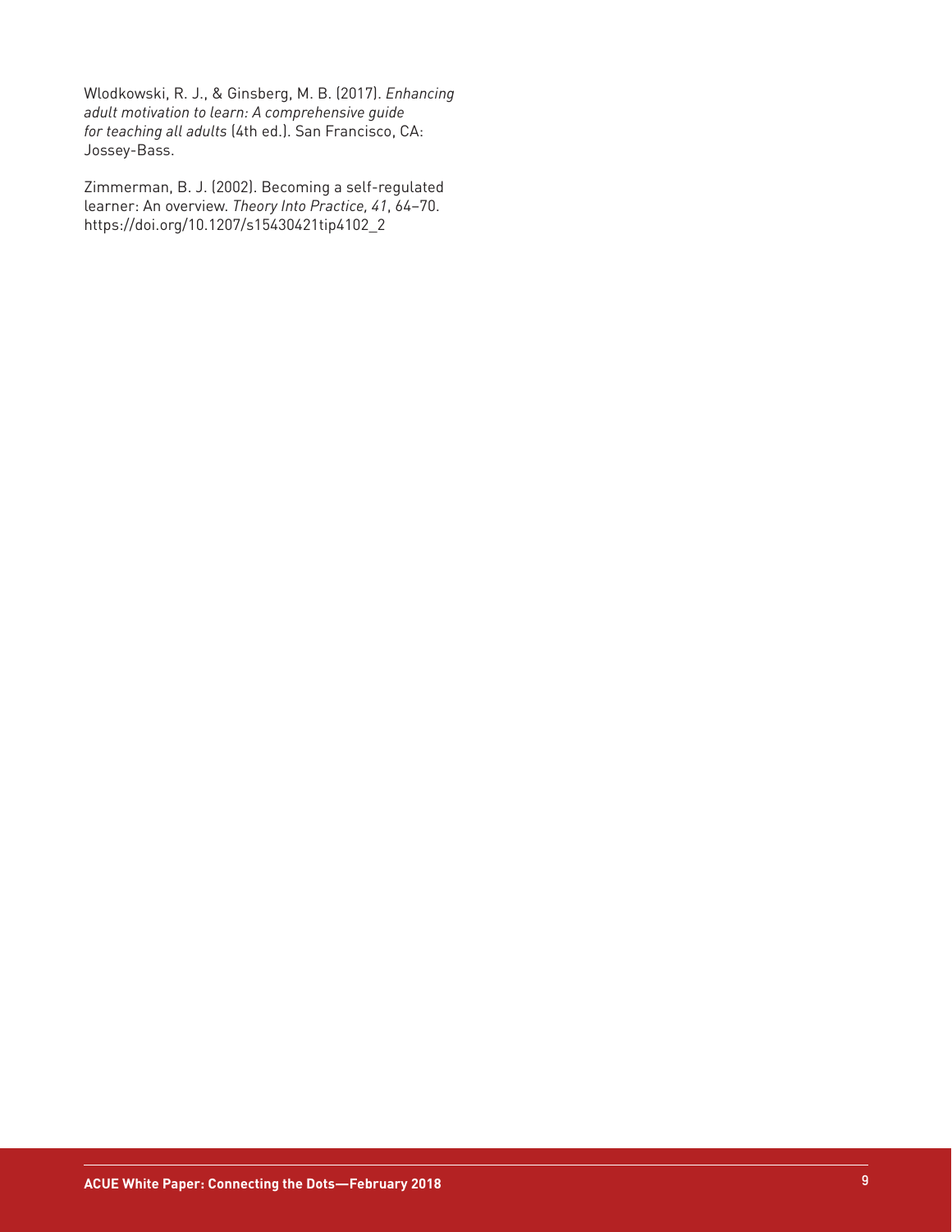Wlodkowski, R. J., & Ginsberg, M. B. (2017). *Enhancing adult motivation to learn: A comprehensive guide for teaching all adults* (4th ed.). San Francisco, CA: Jossey-Bass.

Zimmerman, B. J. (2002). Becoming a self-regulated learner: An overview. *Theory Into Practice, 41*, 64–70. https://doi.org/10.1207/s15430421tip4102_2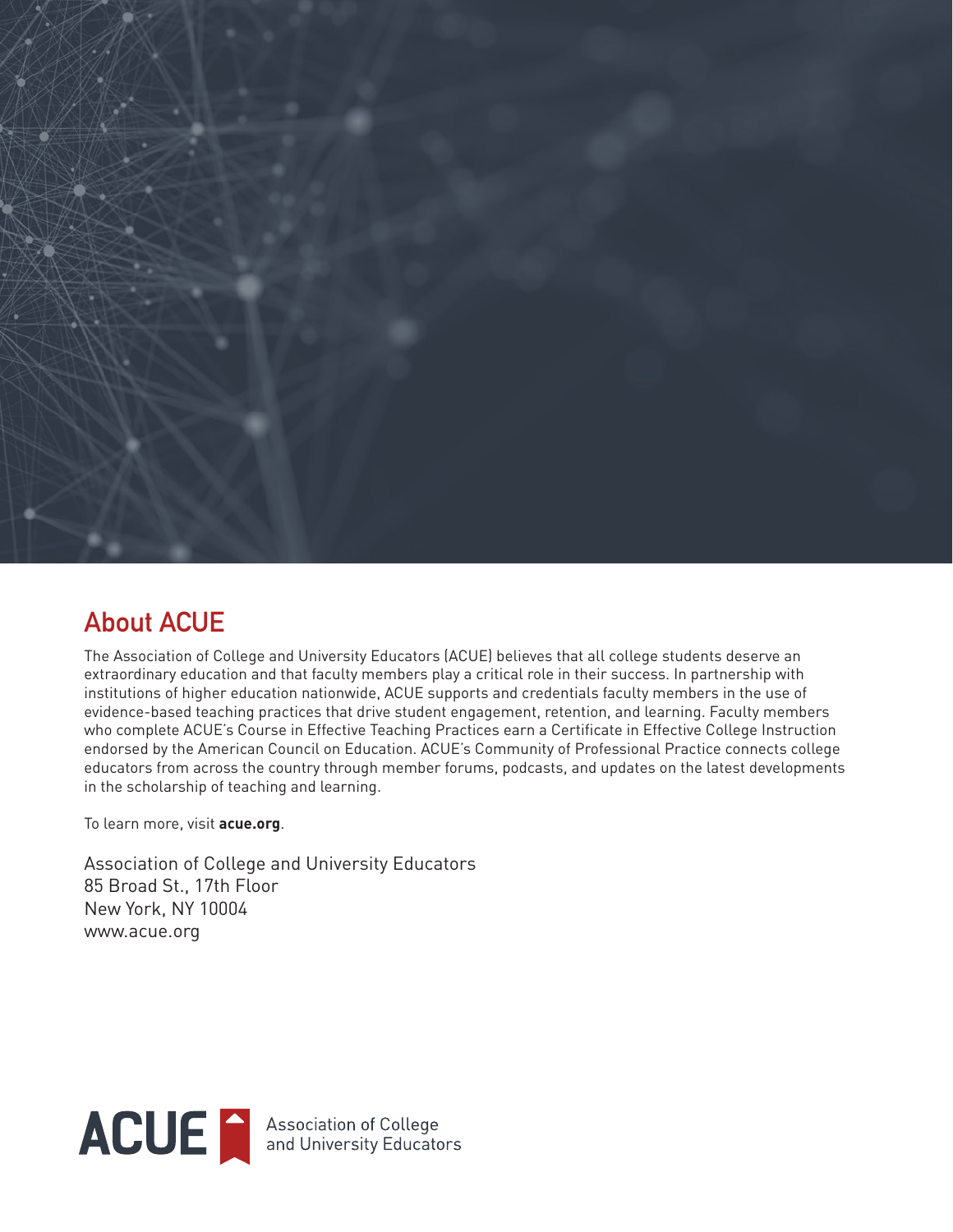## About ACUE

The Association of College and University Educators (ACUE) believes that all college students deserve an extraordinary education and that faculty members play a critical role in their success. In partnership with institutions of higher education nationwide, ACUE supports and credentials faculty members in the use of evidence-based teaching practices that drive student engagement, retention, and learning. Faculty members who complete ACUE's Course in Effective Teaching Practices earn a Certificate in Effective College Instruction endorsed by the American Council on Education. ACUE's Community of Professional Practice connects college educators from across the country through member forums, podcasts, and updates on the latest developments in the scholarship of teaching and learning.

To learn more, visit **acue.org**.

Association of College and University Educators
85 Broad St., 17th Floor
New York, NY 10004
www.acue.org

ACUE Association of College and University Educators